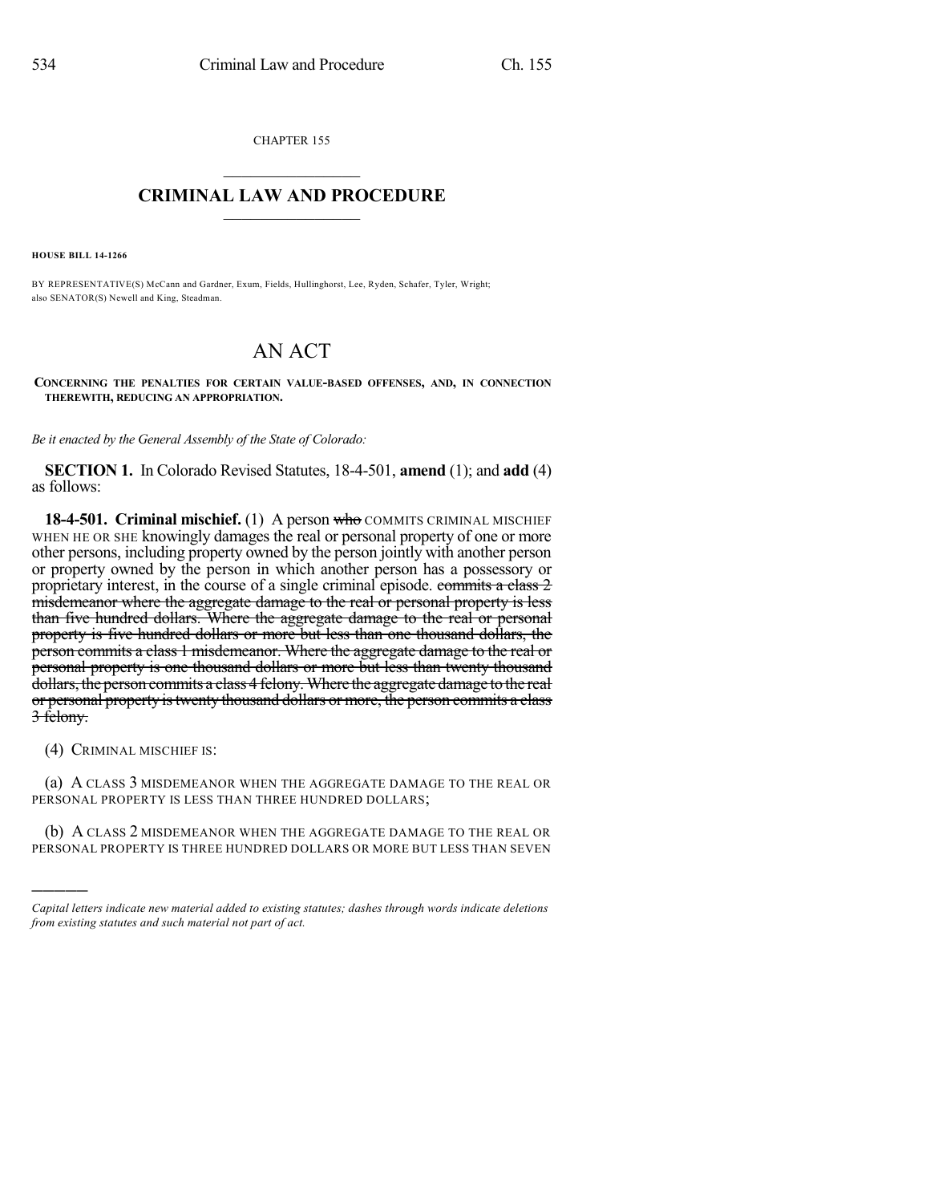CHAPTER 155

# CRIMINAL LAW AND PROCEDURE

**HOUSE BILL 14-1266**

BY REPRESENTATIVE(S) McCann and Gardner, Exum, Fields, Hullinghorst, Lee, Ryden, Schafer, Tyler, Wright; also SENATOR(S) Newell and King, Steadman.

# AN ACT

**CONCERNING THE PENALTIES FOR CERTAIN VALUE-BASED OFFENSES, AND, IN CONNECTION THEREWITH, REDUCING AN APPROPRIATION.**

*Be it enacted by the General Assembly of the State of Colorado:*

**SECTION 1.** In Colorado Revised Statutes, 18-4-501, **amend** (1); and **add** (4) as follows:

**18-4-501. Criminal mischief.** (1) A person ~~who~~ COMMITS CRIMINAL MISCHIEF WHEN HE OR SHE knowingly damages the real or personal property of one or more other persons, including property owned by the person jointly with another person or property owned by the person in which another person has a possessory or proprietary interest, in the course of a single criminal episode. ~~commits a class 2 misdemeanor where the aggregate damage to the real or personal property is less than five hundred dollars. Where the aggregate damage to the real or personal property is five hundred dollars or more but less than one thousand dollars, the person commits a class 1 misdemeanor. Where the aggregate damage to the real or personal property is one thousand dollars or more but less than twenty thousand dollars, the person commits a class 4 felony. Where the aggregate damage to the real or personal property is twenty thousand dollars or more, the person commits a class 3 felony.~~

(4) CRIMINAL MISCHIEF IS:

(a) A CLASS 3 MISDEMEANOR WHEN THE AGGREGATE DAMAGE TO THE REAL OR PERSONAL PROPERTY IS LESS THAN THREE HUNDRED DOLLARS;

(b) A CLASS 2 MISDEMEANOR WHEN THE AGGREGATE DAMAGE TO THE REAL OR PERSONAL PROPERTY IS THREE HUNDRED DOLLARS OR MORE BUT LESS THAN SEVEN

---

*Capital letters indicate new material added to existing statutes; dashes through words indicate deletions from existing statutes and such material not part of act.*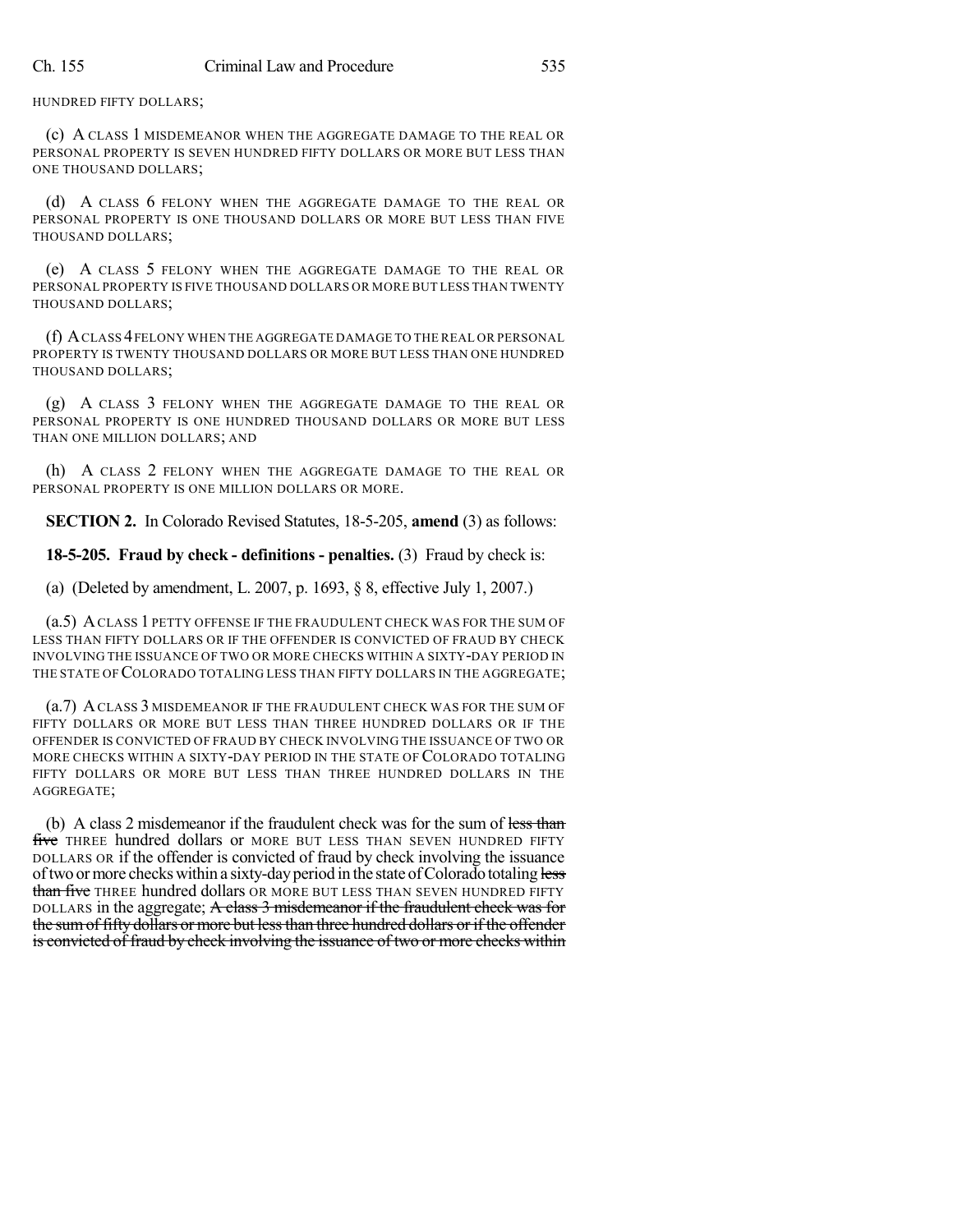HUNDRED FIFTY DOLLARS;

(c) A CLASS 1 MISDEMEANOR WHEN THE AGGREGATE DAMAGE TO THE REAL OR PERSONAL PROPERTY IS SEVEN HUNDRED FIFTY DOLLARS OR MORE BUT LESS THAN ONE THOUSAND DOLLARS;

(d) A CLASS 6 FELONY WHEN THE AGGREGATE DAMAGE TO THE REAL OR PERSONAL PROPERTY IS ONE THOUSAND DOLLARS OR MORE BUT LESS THAN FIVE THOUSAND DOLLARS;

(e) A CLASS 5 FELONY WHEN THE AGGREGATE DAMAGE TO THE REAL OR PERSONAL PROPERTY IS FIVE THOUSAND DOLLARS OR MORE BUT LESS THAN TWENTY THOUSAND DOLLARS;

(f) A CLASS 4 FELONY WHEN THE AGGREGATE DAMAGE TO THE REAL OR PERSONAL PROPERTY IS TWENTY THOUSAND DOLLARS OR MORE BUT LESS THAN ONE HUNDRED THOUSAND DOLLARS;

(g) A CLASS 3 FELONY WHEN THE AGGREGATE DAMAGE TO THE REAL OR PERSONAL PROPERTY IS ONE HUNDRED THOUSAND DOLLARS OR MORE BUT LESS THAN ONE MILLION DOLLARS; AND

(h) A CLASS 2 FELONY WHEN THE AGGREGATE DAMAGE TO THE REAL OR PERSONAL PROPERTY IS ONE MILLION DOLLARS OR MORE.

**SECTION 2.** In Colorado Revised Statutes, 18-5-205, **amend** (3) as follows:

**18-5-205. Fraud by check - definitions - penalties.** (3) Fraud by check is:

(a) (Deleted by amendment, L. 2007, p. 1693, § 8, effective July 1, 2007.)

(a.5) A CLASS 1 PETTY OFFENSE IF THE FRAUDULENT CHECK WAS FOR THE SUM OF LESS THAN FIFTY DOLLARS OR IF THE OFFENDER IS CONVICTED OF FRAUD BY CHECK INVOLVING THE ISSUANCE OF TWO OR MORE CHECKS WITHIN A SIXTY-DAY PERIOD IN THE STATE OF COLORADO TOTALING LESS THAN FIFTY DOLLARS IN THE AGGREGATE;

(a.7) A CLASS 3 MISDEMEANOR IF THE FRAUDULENT CHECK WAS FOR THE SUM OF FIFTY DOLLARS OR MORE BUT LESS THAN THREE HUNDRED DOLLARS OR IF THE OFFENDER IS CONVICTED OF FRAUD BY CHECK INVOLVING THE ISSUANCE OF TWO OR MORE CHECKS WITHIN A SIXTY-DAY PERIOD IN THE STATE OF COLORADO TOTALING FIFTY DOLLARS OR MORE BUT LESS THAN THREE HUNDRED DOLLARS IN THE AGGREGATE;

(b) A class 2 misdemeanor if the fraudulent check was for the sum of ~~less than five~~ THREE hundred dollars or MORE BUT LESS THAN SEVEN HUNDRED FIFTY DOLLARS OR if the offender is convicted of fraud by check involving the issuance of two or more checks within a sixty-day period in the state of Colorado totaling ~~less than five~~ THREE hundred dollars OR MORE BUT LESS THAN SEVEN HUNDRED FIFTY DOLLARS in the aggregate; ~~A class 3 misdemeanor if the fraudulent check was for the sum of fifty dollars or more but less than three hundred dollars or if the offender is convicted of fraud by check involving the issuance of two or more checks within~~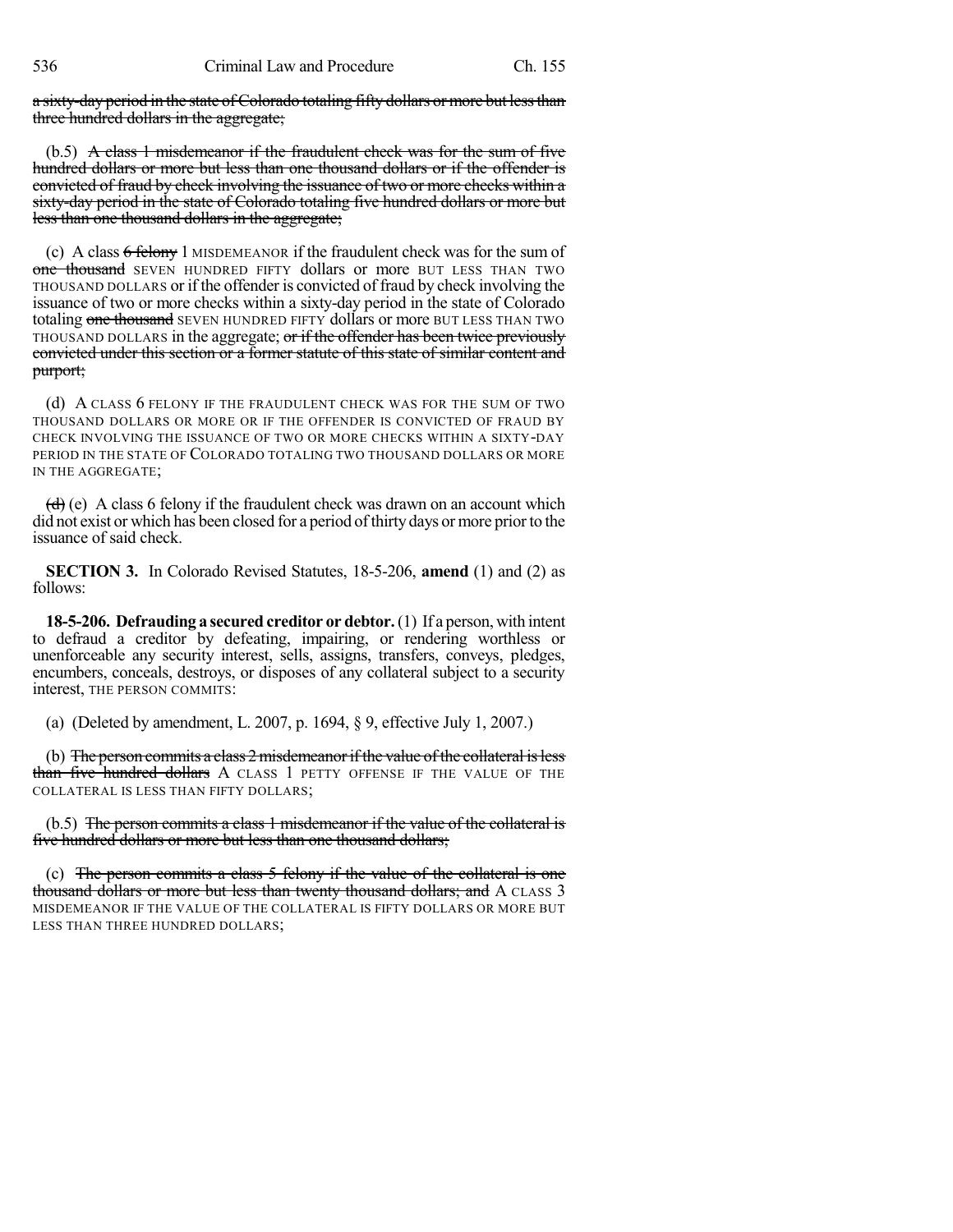~~a sixty-day period in the state of Colorado totaling fifty dollars or more but less than three hundred dollars in the aggregate;~~

(b.5) ~~A class 1 misdemeanor if the fraudulent check was for the sum of five hundred dollars or more but less than one thousand dollars or if the offender is convicted of fraud by check involving the issuance of two or more checks within a sixty-day period in the state of Colorado totaling five hundred dollars or more but less than one thousand dollars in the aggregate;~~

(c) A class ~~6 felony~~ 1 MISDEMEANOR if the fraudulent check was for the sum of ~~one thousand~~ SEVEN HUNDRED FIFTY dollars or more BUT LESS THAN TWO THOUSAND DOLLARS or if the offender is convicted of fraud by check involving the issuance of two or more checks within a sixty-day period in the state of Colorado totaling ~~one thousand~~ SEVEN HUNDRED FIFTY dollars or more BUT LESS THAN TWO THOUSAND DOLLARS in the aggregate; ~~or if the offender has been twice previously convicted under this section or a former statute of this state of similar content and purport;~~

(d) A CLASS 6 FELONY IF THE FRAUDULENT CHECK WAS FOR THE SUM OF TWO THOUSAND DOLLARS OR MORE OR IF THE OFFENDER IS CONVICTED OF FRAUD BY CHECK INVOLVING THE ISSUANCE OF TWO OR MORE CHECKS WITHIN A SIXTY-DAY PERIOD IN THE STATE OF COLORADO TOTALING TWO THOUSAND DOLLARS OR MORE IN THE AGGREGATE;

~~(d)~~ (e) A class 6 felony if the fraudulent check was drawn on an account which did not exist or which has been closed for a period of thirty days or more prior to the issuance of said check.

**SECTION 3.** In Colorado Revised Statutes, 18-5-206, **amend** (1) and (2) as follows:

**18-5-206. Defrauding a secured creditor or debtor.** (1) If a person, with intent to defraud a creditor by defeating, impairing, or rendering worthless or unenforceable any security interest, sells, assigns, transfers, conveys, pledges, encumbers, conceals, destroys, or disposes of any collateral subject to a security interest, THE PERSON COMMITS:

(a) (Deleted by amendment, L. 2007, p. 1694, § 9, effective July 1, 2007.)

(b) ~~The person commits a class 2 misdemeanor if the value of the collateral is less than five hundred dollars~~ A CLASS 1 PETTY OFFENSE IF THE VALUE OF THE COLLATERAL IS LESS THAN FIFTY DOLLARS;

(b.5) ~~The person commits a class 1 misdemeanor if the value of the collateral is five hundred dollars or more but less than one thousand dollars;~~

(c) ~~The person commits a class 5 felony if the value of the collateral is one thousand dollars or more but less than twenty thousand dollars; and~~ A CLASS 3 MISDEMEANOR IF THE VALUE OF THE COLLATERAL IS FIFTY DOLLARS OR MORE BUT LESS THAN THREE HUNDRED DOLLARS;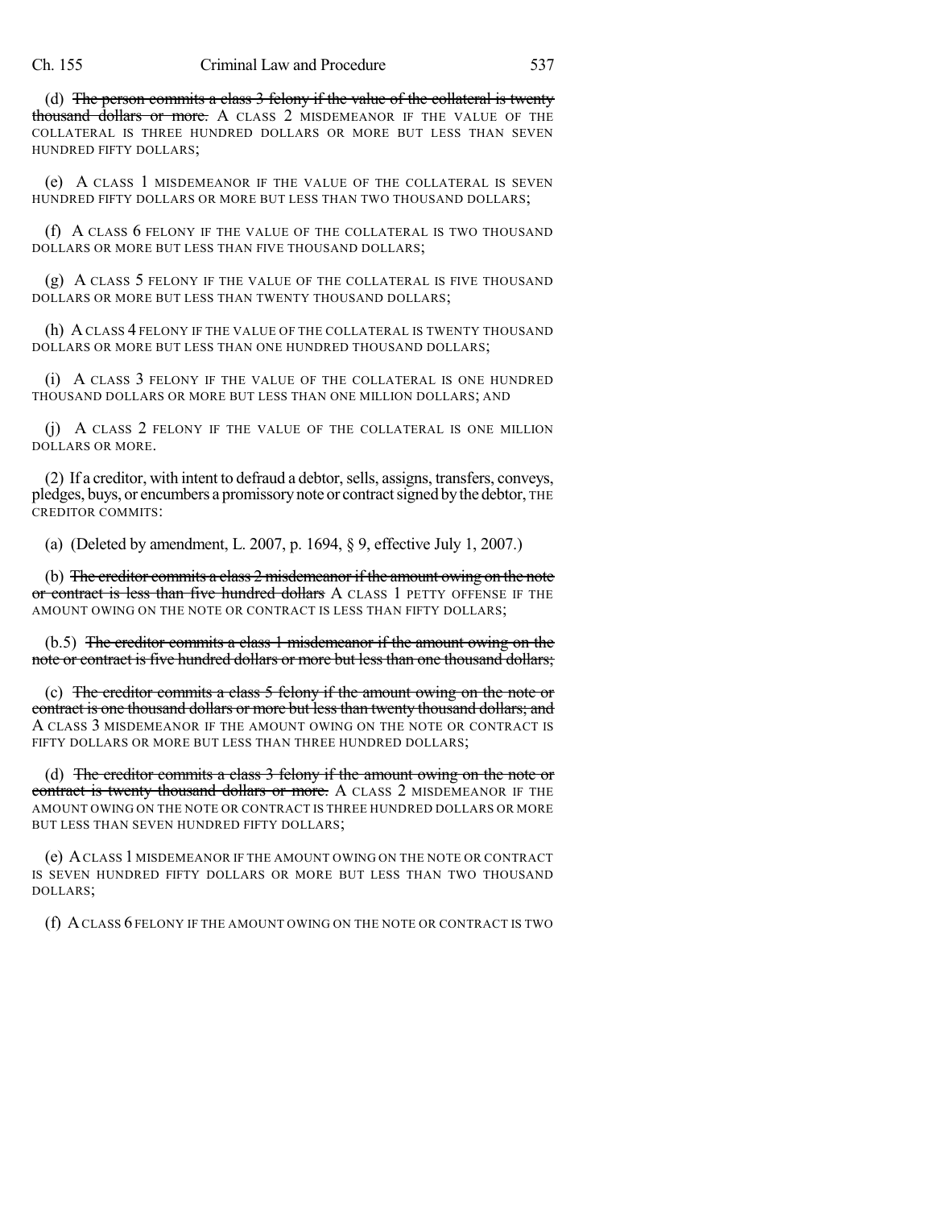(d) ~~The person commits a class 3 felony if the value of the collateral is twenty thousand dollars or more.~~ A CLASS 2 MISDEMEANOR IF THE VALUE OF THE COLLATERAL IS THREE HUNDRED DOLLARS OR MORE BUT LESS THAN SEVEN HUNDRED FIFTY DOLLARS;

(e) A CLASS 1 MISDEMEANOR IF THE VALUE OF THE COLLATERAL IS SEVEN HUNDRED FIFTY DOLLARS OR MORE BUT LESS THAN TWO THOUSAND DOLLARS;

(f) A CLASS 6 FELONY IF THE VALUE OF THE COLLATERAL IS TWO THOUSAND DOLLARS OR MORE BUT LESS THAN FIVE THOUSAND DOLLARS;

(g) A CLASS 5 FELONY IF THE VALUE OF THE COLLATERAL IS FIVE THOUSAND DOLLARS OR MORE BUT LESS THAN TWENTY THOUSAND DOLLARS;

(h) A CLASS 4 FELONY IF THE VALUE OF THE COLLATERAL IS TWENTY THOUSAND DOLLARS OR MORE BUT LESS THAN ONE HUNDRED THOUSAND DOLLARS;

(i) A CLASS 3 FELONY IF THE VALUE OF THE COLLATERAL IS ONE HUNDRED THOUSAND DOLLARS OR MORE BUT LESS THAN ONE MILLION DOLLARS; AND

(j) A CLASS 2 FELONY IF THE VALUE OF THE COLLATERAL IS ONE MILLION DOLLARS OR MORE.

(2) If a creditor, with intent to defraud a debtor, sells, assigns, transfers, conveys, pledges, buys, or encumbers a promissory note or contract signed by the debtor, THE CREDITOR COMMITS:

(a) (Deleted by amendment, L. 2007, p. 1694, § 9, effective July 1, 2007.)

(b) ~~The creditor commits a class 2 misdemeanor if the amount owing on the note or contract is less than five hundred dollars~~ A CLASS 1 PETTY OFFENSE IF THE AMOUNT OWING ON THE NOTE OR CONTRACT IS LESS THAN FIFTY DOLLARS;

(b.5) ~~The creditor commits a class 1 misdemeanor if the amount owing on the note or contract is five hundred dollars or more but less than one thousand dollars;~~

(c) ~~The creditor commits a class 5 felony if the amount owing on the note or contract is one thousand dollars or more but less than twenty thousand dollars; and~~ A CLASS 3 MISDEMEANOR IF THE AMOUNT OWING ON THE NOTE OR CONTRACT IS FIFTY DOLLARS OR MORE BUT LESS THAN THREE HUNDRED DOLLARS;

(d) ~~The creditor commits a class 3 felony if the amount owing on the note or contract is twenty thousand dollars or more.~~ A CLASS 2 MISDEMEANOR IF THE AMOUNT OWING ON THE NOTE OR CONTRACT IS THREE HUNDRED DOLLARS OR MORE BUT LESS THAN SEVEN HUNDRED FIFTY DOLLARS;

(e) A CLASS 1 MISDEMEANOR IF THE AMOUNT OWING ON THE NOTE OR CONTRACT IS SEVEN HUNDRED FIFTY DOLLARS OR MORE BUT LESS THAN TWO THOUSAND DOLLARS;

(f) A CLASS 6 FELONY IF THE AMOUNT OWING ON THE NOTE OR CONTRACT IS TWO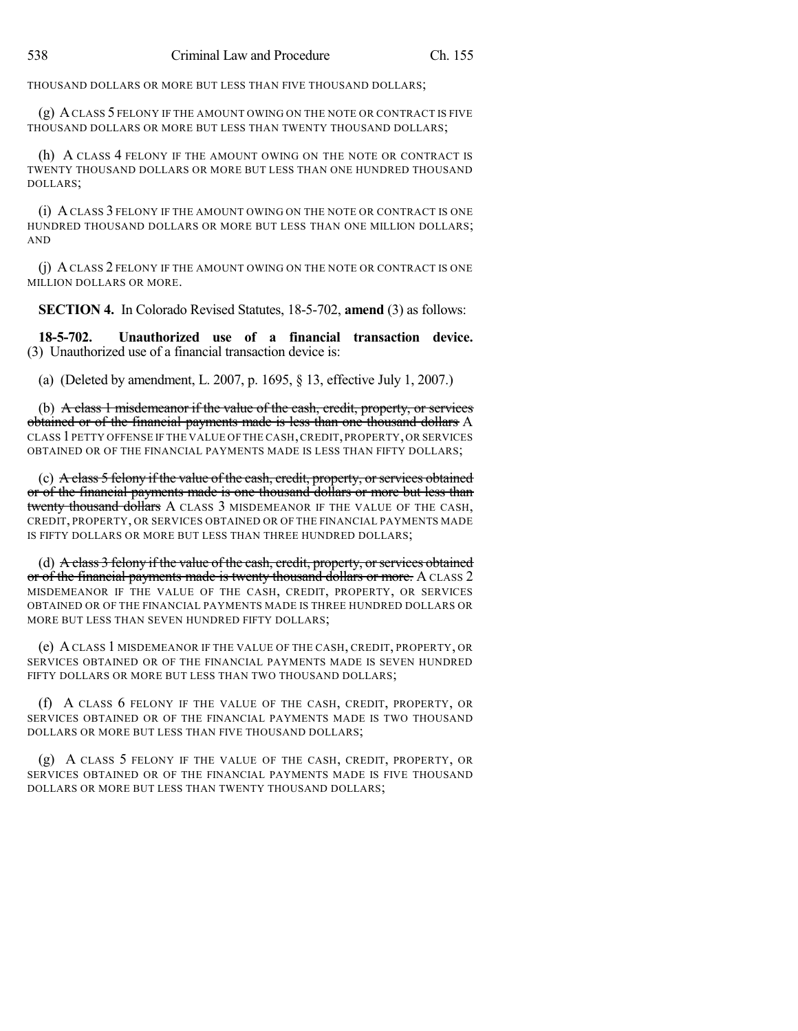THOUSAND DOLLARS OR MORE BUT LESS THAN FIVE THOUSAND DOLLARS;

(g) A CLASS 5 FELONY IF THE AMOUNT OWING ON THE NOTE OR CONTRACT IS FIVE THOUSAND DOLLARS OR MORE BUT LESS THAN TWENTY THOUSAND DOLLARS;

(h) A CLASS 4 FELONY IF THE AMOUNT OWING ON THE NOTE OR CONTRACT IS TWENTY THOUSAND DOLLARS OR MORE BUT LESS THAN ONE HUNDRED THOUSAND DOLLARS;

(i) A CLASS 3 FELONY IF THE AMOUNT OWING ON THE NOTE OR CONTRACT IS ONE HUNDRED THOUSAND DOLLARS OR MORE BUT LESS THAN ONE MILLION DOLLARS; AND

(j) A CLASS 2 FELONY IF THE AMOUNT OWING ON THE NOTE OR CONTRACT IS ONE MILLION DOLLARS OR MORE.

**SECTION 4.** In Colorado Revised Statutes, 18-5-702, **amend** (3) as follows:

**18-5-702. Unauthorized use of a financial transaction device.** (3) Unauthorized use of a financial transaction device is:

(a) (Deleted by amendment, L. 2007, p. 1695, § 13, effective July 1, 2007.)

(b) ~~A class 1 misdemeanor if the value of the cash, credit, property, or services obtained or of the financial payments made is less than one thousand dollars~~ A CLASS 1 PETTY OFFENSE IF THE VALUE OF THE CASH, CREDIT, PROPERTY, OR SERVICES OBTAINED OR OF THE FINANCIAL PAYMENTS MADE IS LESS THAN FIFTY DOLLARS;

(c) ~~A class 5 felony if the value of the cash, credit, property, or services obtained or of the financial payments made is one thousand dollars or more but less than twenty thousand dollars~~ A CLASS 3 MISDEMEANOR IF THE VALUE OF THE CASH, CREDIT, PROPERTY, OR SERVICES OBTAINED OR OF THE FINANCIAL PAYMENTS MADE IS FIFTY DOLLARS OR MORE BUT LESS THAN THREE HUNDRED DOLLARS;

(d) ~~A class 3 felony if the value of the cash, credit, property, or services obtained or of the financial payments made is twenty thousand dollars or more.~~ A CLASS 2 MISDEMEANOR IF THE VALUE OF THE CASH, CREDIT, PROPERTY, OR SERVICES OBTAINED OR OF THE FINANCIAL PAYMENTS MADE IS THREE HUNDRED DOLLARS OR MORE BUT LESS THAN SEVEN HUNDRED FIFTY DOLLARS;

(e) A CLASS 1 MISDEMEANOR IF THE VALUE OF THE CASH, CREDIT, PROPERTY, OR SERVICES OBTAINED OR OF THE FINANCIAL PAYMENTS MADE IS SEVEN HUNDRED FIFTY DOLLARS OR MORE BUT LESS THAN TWO THOUSAND DOLLARS;

(f) A CLASS 6 FELONY IF THE VALUE OF THE CASH, CREDIT, PROPERTY, OR SERVICES OBTAINED OR OF THE FINANCIAL PAYMENTS MADE IS TWO THOUSAND DOLLARS OR MORE BUT LESS THAN FIVE THOUSAND DOLLARS;

(g) A CLASS 5 FELONY IF THE VALUE OF THE CASH, CREDIT, PROPERTY, OR SERVICES OBTAINED OR OF THE FINANCIAL PAYMENTS MADE IS FIVE THOUSAND DOLLARS OR MORE BUT LESS THAN TWENTY THOUSAND DOLLARS;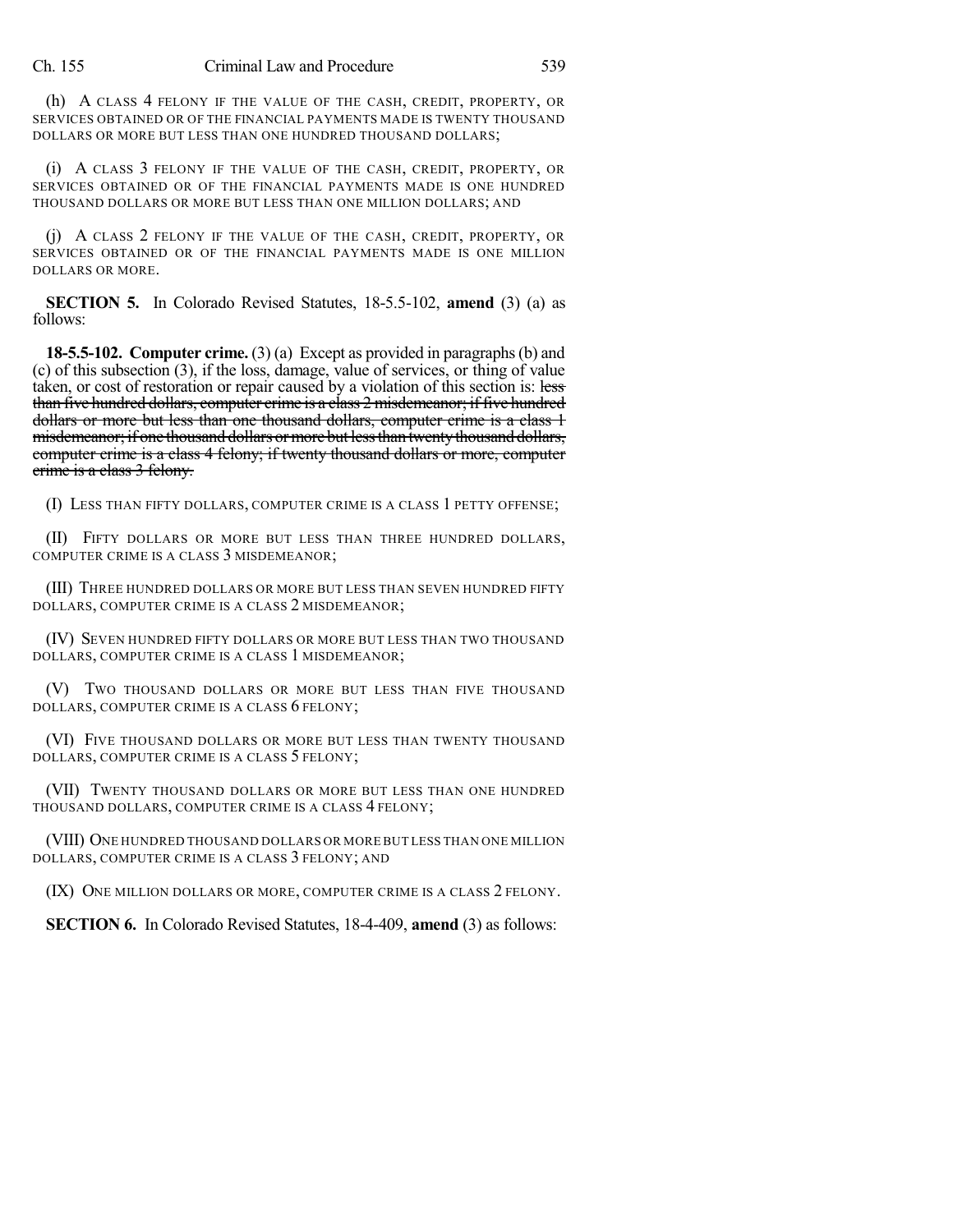(h) A CLASS 4 FELONY IF THE VALUE OF THE CASH, CREDIT, PROPERTY, OR SERVICES OBTAINED OR OF THE FINANCIAL PAYMENTS MADE IS TWENTY THOUSAND DOLLARS OR MORE BUT LESS THAN ONE HUNDRED THOUSAND DOLLARS;

(i) A CLASS 3 FELONY IF THE VALUE OF THE CASH, CREDIT, PROPERTY, OR SERVICES OBTAINED OR OF THE FINANCIAL PAYMENTS MADE IS ONE HUNDRED THOUSAND DOLLARS OR MORE BUT LESS THAN ONE MILLION DOLLARS; AND

(j) A CLASS 2 FELONY IF THE VALUE OF THE CASH, CREDIT, PROPERTY, OR SERVICES OBTAINED OR OF THE FINANCIAL PAYMENTS MADE IS ONE MILLION DOLLARS OR MORE.

**SECTION 5.** In Colorado Revised Statutes, 18-5.5-102, **amend** (3) (a) as follows:

**18-5.5-102. Computer crime.** (3) (a) Except as provided in paragraphs (b) and (c) of this subsection (3), if the loss, damage, value of services, or thing of value taken, or cost of restoration or repair caused by a violation of this section is: ~~less than five hundred dollars, computer crime is a class 2 misdemeanor; if five hundred dollars or more but less than one thousand dollars, computer crime is a class 1 misdemeanor; if one thousand dollars or more but less than twenty thousand dollars, computer crime is a class 4 felony; if twenty thousand dollars or more, computer crime is a class 3 felony.~~

(I) LESS THAN FIFTY DOLLARS, COMPUTER CRIME IS A CLASS 1 PETTY OFFENSE;

(II) FIFTY DOLLARS OR MORE BUT LESS THAN THREE HUNDRED DOLLARS, COMPUTER CRIME IS A CLASS 3 MISDEMEANOR;

(III) THREE HUNDRED DOLLARS OR MORE BUT LESS THAN SEVEN HUNDRED FIFTY DOLLARS, COMPUTER CRIME IS A CLASS 2 MISDEMEANOR;

(IV) SEVEN HUNDRED FIFTY DOLLARS OR MORE BUT LESS THAN TWO THOUSAND DOLLARS, COMPUTER CRIME IS A CLASS 1 MISDEMEANOR;

(V) TWO THOUSAND DOLLARS OR MORE BUT LESS THAN FIVE THOUSAND DOLLARS, COMPUTER CRIME IS A CLASS 6 FELONY;

(VI) FIVE THOUSAND DOLLARS OR MORE BUT LESS THAN TWENTY THOUSAND DOLLARS, COMPUTER CRIME IS A CLASS 5 FELONY;

(VII) TWENTY THOUSAND DOLLARS OR MORE BUT LESS THAN ONE HUNDRED THOUSAND DOLLARS, COMPUTER CRIME IS A CLASS 4 FELONY;

(VIII) ONE HUNDRED THOUSAND DOLLARS OR MORE BUT LESS THAN ONE MILLION DOLLARS, COMPUTER CRIME IS A CLASS 3 FELONY; AND

(IX) ONE MILLION DOLLARS OR MORE, COMPUTER CRIME IS A CLASS 2 FELONY.

**SECTION 6.** In Colorado Revised Statutes, 18-4-409, **amend** (3) as follows: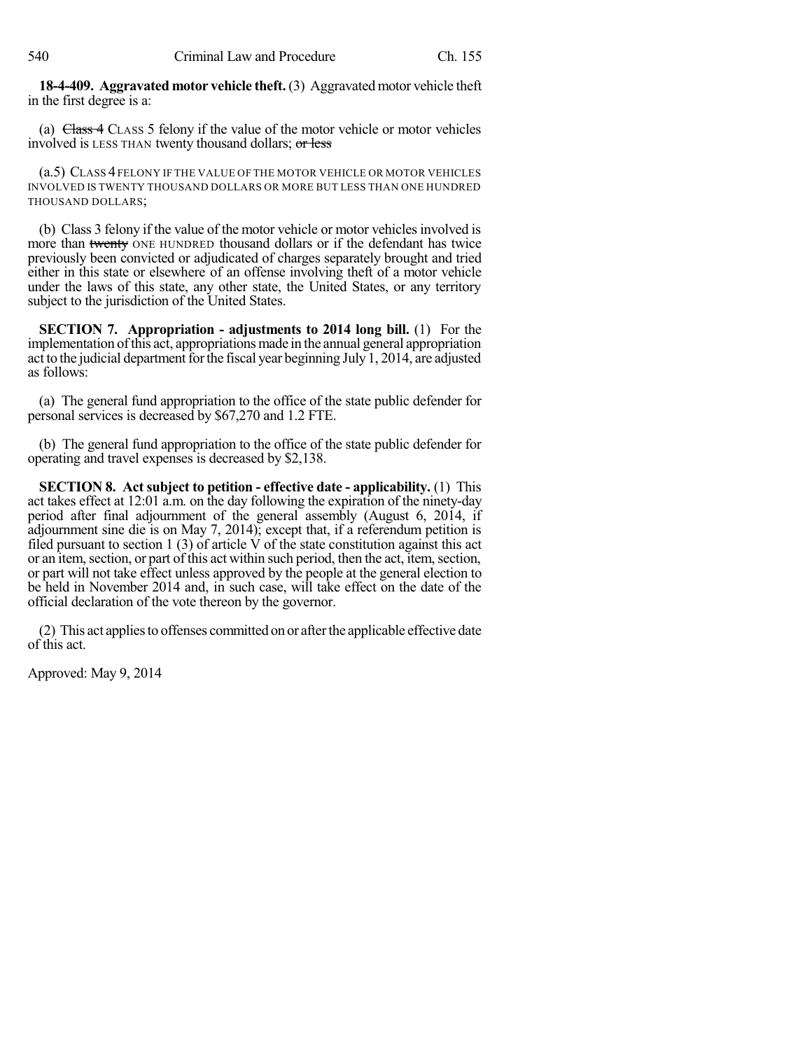**18-4-409. Aggravated motor vehicle theft.** (3) Aggravated motor vehicle theft in the first degree is a:

(a) ~~Class 4~~ CLASS 5 felony if the value of the motor vehicle or motor vehicles involved is LESS THAN twenty thousand dollars; ~~or less~~

(a.5) CLASS 4 FELONY IF THE VALUE OF THE MOTOR VEHICLE OR MOTOR VEHICLES INVOLVED IS TWENTY THOUSAND DOLLARS OR MORE BUT LESS THAN ONE HUNDRED THOUSAND DOLLARS;

(b) Class 3 felony if the value of the motor vehicle or motor vehicles involved is more than ~~twenty~~ ONE HUNDRED thousand dollars or if the defendant has twice previously been convicted or adjudicated of charges separately brought and tried either in this state or elsewhere of an offense involving theft of a motor vehicle under the laws of this state, any other state, the United States, or any territory subject to the jurisdiction of the United States.

**SECTION 7. Appropriation - adjustments to 2014 long bill.** (1) For the implementation of this act, appropriations made in the annual general appropriation act to the judicial department for the fiscal year beginning July 1, 2014, are adjusted as follows:

(a) The general fund appropriation to the office of the state public defender for personal services is decreased by $67,270 and 1.2 FTE.

(b) The general fund appropriation to the office of the state public defender for operating and travel expenses is decreased by $2,138.

**SECTION 8. Act subject to petition - effective date - applicability.** (1) This act takes effect at 12:01 a.m. on the day following the expiration of the ninety-day period after final adjournment of the general assembly (August 6, 2014, if adjournment sine die is on May 7, 2014); except that, if a referendum petition is filed pursuant to section 1 (3) of article V of the state constitution against this act or an item, section, or part of this act within such period, then the act, item, section, or part will not take effect unless approved by the people at the general election to be held in November 2014 and, in such case, will take effect on the date of the official declaration of the vote thereon by the governor.

(2) This act applies to offenses committed on or after the applicable effective date of this act.

Approved: May 9, 2014